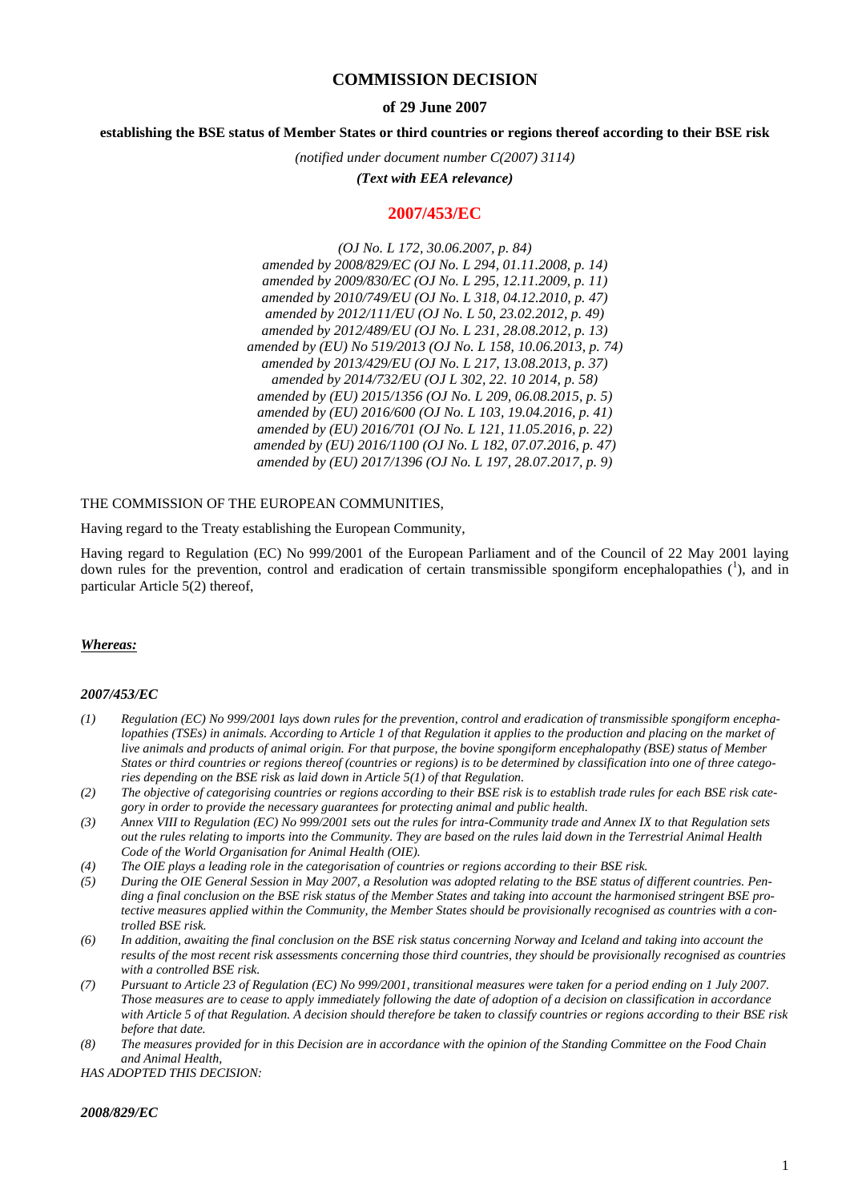# COMMISSION DECISION

### of 29 June 2007

### establishing the BSE status of Member States or third countries or regions thereof according to their BSE risk

*(notified under document number C(2007) 3114)*

***(Text with EEA relevance)***

## 2007/453/EC

*(OJ No. L 172, 30.06.2007, p. 84)*
*amended by 2008/829/EC (OJ No. L 294, 01.11.2008, p. 14)*
*amended by 2009/830/EC (OJ No. L 295, 12.11.2009, p. 11)*
*amended by 2010/749/EU (OJ No. L 318, 04.12.2010, p. 47)*
*amended by 2012/111/EU (OJ No. L 50, 23.02.2012, p. 49)*
*amended by 2012/489/EU (OJ No. L 231, 28.08.2012, p. 13)*
*amended by (EU) No 519/2013 (OJ No. L 158, 10.06.2013, p. 74)*
*amended by 2013/429/EU (OJ No. L 217, 13.08.2013, p. 37)*
*amended by 2014/732/EU (OJ L 302, 22. 10 2014, p. 58)*
*amended by (EU) 2015/1356 (OJ No. L 209, 06.08.2015, p. 5)*
*amended by (EU) 2016/600 (OJ No. L 103, 19.04.2016, p. 41)*
*amended by (EU) 2016/701 (OJ No. L 121, 11.05.2016, p. 22)*
*amended by (EU) 2016/1100 (OJ No. L 182, 07.07.2016, p. 47)*
*amended by (EU) 2017/1396 (OJ No. L 197, 28.07.2017, p. 9)*

THE COMMISSION OF THE EUROPEAN COMMUNITIES,

Having regard to the Treaty establishing the European Community,

Having regard to Regulation (EC) No 999/2001 of the European Parliament and of the Council of 22 May 2001 laying down rules for the prevention, control and eradication of certain transmissible spongiform encephalopathies ([1]), and in particular Article 5(2) thereof,

***Whereas:***

***2007/453/EC***

*(1) Regulation (EC) No 999/2001 lays down rules for the prevention, control and eradication of transmissible spongiform encephalopathies (TSEs) in animals. According to Article 1 of that Regulation it applies to the production and placing on the market of live animals and products of animal origin. For that purpose, the bovine spongiform encephalopathy (BSE) status of Member States or third countries or regions thereof (countries or regions) is to be determined by classification into one of three categories depending on the BSE risk as laid down in Article 5(1) of that Regulation.*

*(2) The objective of categorising countries or regions according to their BSE risk is to establish trade rules for each BSE risk category in order to provide the necessary guarantees for protecting animal and public health.*

*(3) Annex VIII to Regulation (EC) No 999/2001 sets out the rules for intra-Community trade and Annex IX to that Regulation sets out the rules relating to imports into the Community. They are based on the rules laid down in the Terrestrial Animal Health Code of the World Organisation for Animal Health (OIE).*

*(4) The OIE plays a leading role in the categorisation of countries or regions according to their BSE risk.*

*(5) During the OIE General Session in May 2007, a Resolution was adopted relating to the BSE status of different countries. Pending a final conclusion on the BSE risk status of the Member States and taking into account the harmonised stringent BSE protective measures applied within the Community, the Member States should be provisionally recognised as countries with a controlled BSE risk.*

*(6) In addition, awaiting the final conclusion on the BSE risk status concerning Norway and Iceland and taking into account the results of the most recent risk assessments concerning those third countries, they should be provisionally recognised as countries with a controlled BSE risk.*

*(7) Pursuant to Article 23 of Regulation (EC) No 999/2001, transitional measures were taken for a period ending on 1 July 2007. Those measures are to cease to apply immediately following the date of adoption of a decision on classification in accordance with Article 5 of that Regulation. A decision should therefore be taken to classify countries or regions according to their BSE risk before that date.*

*(8) The measures provided for in this Decision are in accordance with the opinion of the Standing Committee on the Food Chain and Animal Health,*

*HAS ADOPTED THIS DECISION:*

***2008/829/EC***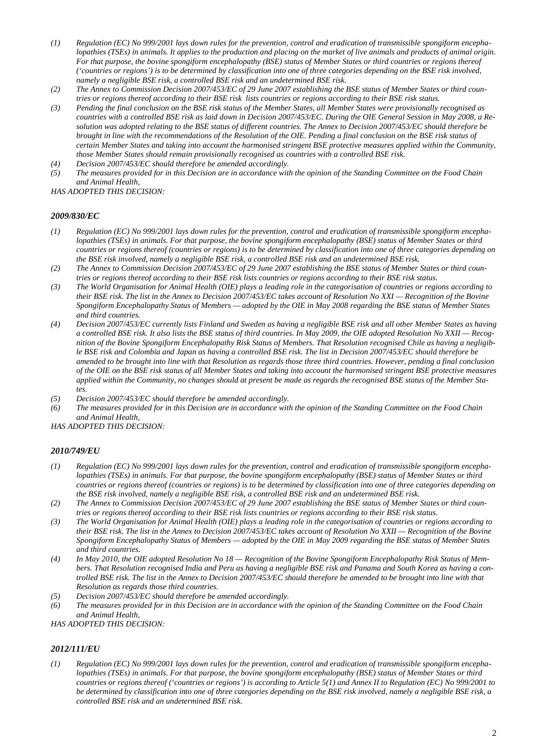*(1) Regulation (EC) No 999/2001 lays down rules for the prevention, control and eradication of transmissible spongiform encephalopathies (TSEs) in animals. It applies to the production and placing on the market of live animals and products of animal origin. For that purpose, the bovine spongiform encephalopathy (BSE) status of Member States or third countries or regions thereof ('countries or regions') is to be determined by classification into one of three categories depending on the BSE risk involved, namely a negligible BSE risk, a controlled BSE risk and an undetermined BSE risk.*

*(2) The Annex to Commission Decision 2007/453/EC of 29 June 2007 establishing the BSE status of Member States or third countries or regions thereof according to their BSE risk lists countries or regions according to their BSE risk status.*

*(3) Pending the final conclusion on the BSE risk status of the Member States, all Member States were provisionally recognised as countries with a controlled BSE risk as laid down in Decision 2007/453/EC. During the OIE General Session in May 2008, a Resolution was adopted relating to the BSE status of different countries. The Annex to Decision 2007/453/EC should therefore be brought in line with the recommendations of the Resolution of the OIE. Pending a final conclusion on the BSE risk status of certain Member States and taking into account the harmonised stringent BSE protective measures applied within the Community, those Member States should remain provisionally recognised as countries with a controlled BSE risk.*

*(4) Decision 2007/453/EC should therefore be amended accordingly.*

*(5) The measures provided for in this Decision are in accordance with the opinion of the Standing Committee on the Food Chain and Animal Health,*

*HAS ADOPTED THIS DECISION:*

### *2009/830/EC*

*(1) Regulation (EC) No 999/2001 lays down rules for the prevention, control and eradication of transmissible spongiform encephalopathies (TSEs) in animals. For that purpose, the bovine spongiform encephalopathy (BSE) status of Member States or third countries or regions thereof (countries or regions) is to be determined by classification into one of three categories depending on the BSE risk involved, namely a negligible BSE risk, a controlled BSE risk and an undetermined BSE risk.*

*(2) The Annex to Commission Decision 2007/453/EC of 29 June 2007 establishing the BSE status of Member States or third countries or regions thereof according to their BSE risk lists countries or regions according to their BSE risk status.*

*(3) The World Organisation for Animal Health (OIE) plays a leading role in the categorisation of countries or regions according to their BSE risk. The list in the Annex to Decision 2007/453/EC takes account of Resolution No XXI — Recognition of the Bovine Spongiform Encephalopathy Status of Members — adopted by the OIE in May 2008 regarding the BSE status of Member States and third countries.*

*(4) Decision 2007/453/EC currently lists Finland and Sweden as having a negligible BSE risk and all other Member States as having a controlled BSE risk. It also lists the BSE status of third countries. In May 2009, the OIE adopted Resolution No XXII — Recognition of the Bovine Spongiform Encephalopathy Risk Status of Members. That Resolution recognised Chile as having a negligible BSE risk and Colombia and Japan as having a controlled BSE risk. The list in Decision 2007/453/EC should therefore be amended to be brought into line with that Resolution as regards those three third countries. However, pending a final conclusion of the OIE on the BSE risk status of all Member States and taking into account the harmonised stringent BSE protective measures applied within the Community, no changes should at present be made as regards the recognised BSE status of the Member States.*

*(5) Decision 2007/453/EC should therefore be amended accordingly.*

*(6) The measures provided for in this Decision are in accordance with the opinion of the Standing Committee on the Food Chain and Animal Health,*

*HAS ADOPTED THIS DECISION:*

### *2010/749/EU*

*(1) Regulation (EC) No 999/2001 lays down rules for the prevention, control and eradication of transmissible spongiform encephalopathies (TSEs) in animals. For that purpose, the bovine spongiform encephalopathy (BSE) status of Member States or third countries or regions thereof (countries or regions) is to be determined by classification into one of three categories depending on the BSE risk involved, namely a negligible BSE risk, a controlled BSE risk and an undetermined BSE risk.*

*(2) The Annex to Commission Decision 2007/453/EC of 29 June 2007 establishing the BSE status of Member States or third countries or regions thereof according to their BSE risk lists countries or regions according to their BSE risk status.*

*(3) The World Organisation for Animal Health (OIE) plays a leading role in the categorisation of countries or regions according to their BSE risk. The list in the Annex to Decision 2007/453/EC takes account of Resolution No XXII — Recognition of the Bovine Spongiform Encephalopathy Status of Members — adopted by the OIE in May 2009 regarding the BSE status of Member States and third countries.*

*(4) In May 2010, the OIE adopted Resolution No 18 — Recognition of the Bovine Spongiform Encephalopathy Risk Status of Members. That Resolution recognised India and Peru as having a negligible BSE risk and Panama and South Korea as having a controlled BSE risk. The list in the Annex to Decision 2007/453/EC should therefore be amended to be brought into line with that Resolution as regards those third countries.*

*(5) Decision 2007/453/EC should therefore be amended accordingly.*

*(6) The measures provided for in this Decision are in accordance with the opinion of the Standing Committee on the Food Chain and Animal Health,*

*HAS ADOPTED THIS DECISION:*

### *2012/111/EU*

*(1) Regulation (EC) No 999/2001 lays down rules for the prevention, control and eradication of transmissible spongiform encephalopathies (TSEs) in animals. For that purpose, the bovine spongiform encephalopathy (BSE) status of Member States or third countries or regions thereof ('countries or regions') is according to Article 5(1) and Annex II to Regulation (EC) No 999/2001 to be determined by classification into one of three categories depending on the BSE risk involved, namely a negligible BSE risk, a controlled BSE risk and an undetermined BSE risk.*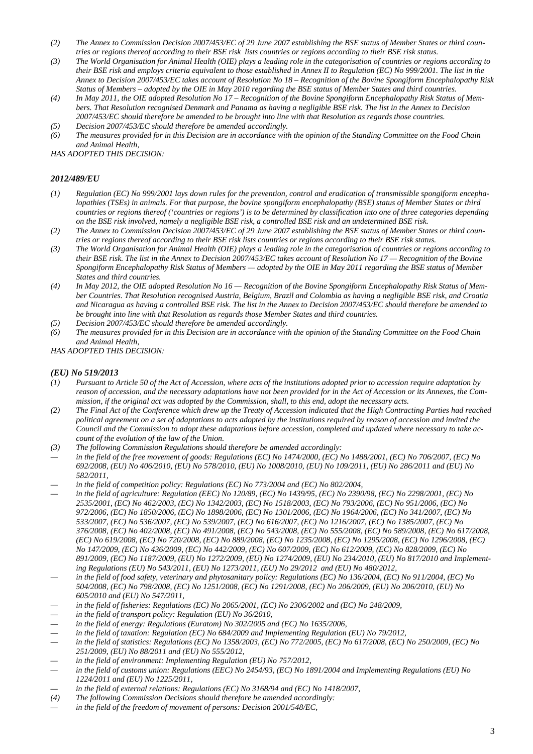*(2) The Annex to Commission Decision 2007/453/EC of 29 June 2007 establishing the BSE status of Member States or third countries or regions thereof according to their BSE risk lists countries or regions according to their BSE risk status.*

*(3) The World Organisation for Animal Health (OIE) plays a leading role in the categorisation of countries or regions according to their BSE risk and employs criteria equivalent to those established in Annex II to Regulation (EC) No 999/2001. The list in the Annex to Decision 2007/453/EC takes account of Resolution No 18 – Recognition of the Bovine Spongiform Encephalopathy Risk Status of Members – adopted by the OIE in May 2010 regarding the BSE status of Member States and third countries.*

*(4) In May 2011, the OIE adopted Resolution No 17 – Recognition of the Bovine Spongiform Encephalopathy Risk Status of Members. That Resolution recognised Denmark and Panama as having a negligible BSE risk. The list in the Annex to Decision 2007/453/EC should therefore be amended to be brought into line with that Resolution as regards those countries.*

*(5) Decision 2007/453/EC should therefore be amended accordingly.*

*(6) The measures provided for in this Decision are in accordance with the opinion of the Standing Committee on the Food Chain and Animal Health,*

*HAS ADOPTED THIS DECISION:*

### *2012/489/EU*

*(1) Regulation (EC) No 999/2001 lays down rules for the prevention, control and eradication of transmissible spongiform encephalopathies (TSEs) in animals. For that purpose, the bovine spongiform encephalopathy (BSE) status of Member States or third countries or regions thereof ('countries or regions') is to be determined by classification into one of three categories depending on the BSE risk involved, namely a negligible BSE risk, a controlled BSE risk and an undetermined BSE risk.*

*(2) The Annex to Commission Decision 2007/453/EC of 29 June 2007 establishing the BSE status of Member States or third countries or regions thereof according to their BSE risk lists countries or regions according to their BSE risk status.*

*(3) The World Organisation for Animal Health (OIE) plays a leading role in the categorisation of countries or regions according to their BSE risk. The list in the Annex to Decision 2007/453/EC takes account of Resolution No 17 — Recognition of the Bovine Spongiform Encephalopathy Risk Status of Members — adopted by the OIE in May 2011 regarding the BSE status of Member States and third countries.*

*(4) In May 2012, the OIE adopted Resolution No 16 — Recognition of the Bovine Spongiform Encephalopathy Risk Status of Member Countries. That Resolution recognised Austria, Belgium, Brazil and Colombia as having a negligible BSE risk, and Croatia and Nicaragua as having a controlled BSE risk. The list in the Annex to Decision 2007/453/EC should therefore be amended to be brought into line with that Resolution as regards those Member States and third countries.*

*(5) Decision 2007/453/EC should therefore be amended accordingly.*

*(6) The measures provided for in this Decision are in accordance with the opinion of the Standing Committee on the Food Chain and Animal Health,*

*HAS ADOPTED THIS DECISION:*

### *(EU) No 519/2013*

*(1) Pursuant to Article 50 of the Act of Accession, where acts of the institutions adopted prior to accession require adaptation by reason of accession, and the necessary adaptations have not been provided for in the Act of Accession or its Annexes, the Commission, if the original act was adopted by the Commission, shall, to this end, adopt the necessary acts.*

*(2) The Final Act of the Conference which drew up the Treaty of Accession indicated that the High Contracting Parties had reached political agreement on a set of adaptations to acts adopted by the institutions required by reason of accession and invited the Council and the Commission to adopt these adaptations before accession, completed and updated where necessary to take account of the evolution of the law of the Union.*

*(3) The following Commission Regulations should therefore be amended accordingly:*

*— in the field of the free movement of goods: Regulations (EC) No 1474/2000, (EC) No 1488/2001, (EC) No 706/2007, (EC) No 692/2008, (EU) No 406/2010, (EU) No 578/2010, (EU) No 1008/2010, (EU) No 109/2011, (EU) No 286/2011 and (EU) No 582/2011,*

*— in the field of competition policy: Regulations (EC) No 773/2004 and (EC) No 802/2004,*

*— in the field of agriculture: Regulation (EEC) No 120/89, (EC) No 1439/95, (EC) No 2390/98, (EC) No 2298/2001, (EC) No 2535/2001, (EC) No 462/2003, (EC) No 1342/2003, (EC) No 1518/2003, (EC) No 793/2006, (EC) No 951/2006, (EC) No 972/2006, (EC) No 1850/2006, (EC) No 1898/2006, (EC) No 1301/2006, (EC) No 1964/2006, (EC) No 341/2007, (EC) No 533/2007, (EC) No 536/2007, (EC) No 539/2007, (EC) No 616/2007, (EC) No 1216/2007, (EC) No 1385/2007, (EC) No 376/2008, (EC) No 402/2008, (EC) No 491/2008, (EC) No 543/2008, (EC) No 555/2008, (EC) No 589/2008, (EC) No 617/2008, (EC) No 619/2008, (EC) No 720/2008, (EC) No 889/2008, (EC) No 1235/2008, (EC) No 1295/2008, (EC) No 1296/2008, (EC) No 147/2009, (EC) No 436/2009, (EC) No 442/2009, (EC) No 607/2009, (EC) No 612/2009, (EC) No 828/2009, (EC) No 891/2009, (EC) No 1187/2009, (EU) No 1272/2009, (EU) No 1274/2009, (EU) No 234/2010, (EU) No 817/2010 and Implementing Regulations (EU) No 543/2011, (EU) No 1273/2011, (EU) No 29/2012 and (EU) No 480/2012,*

*— in the field of food safety, veterinary and phytosanitary policy: Regulations (EC) No 136/2004, (EC) No 911/2004, (EC) No 504/2008, (EC) No 798/2008, (EC) No 1251/2008, (EC) No 1291/2008, (EC) No 206/2009, (EU) No 206/2010, (EU) No 605/2010 and (EU) No 547/2011,*

*— in the field of fisheries: Regulations (EC) No 2065/2001, (EC) No 2306/2002 and (EC) No 248/2009,*

*— in the field of transport policy: Regulation (EU) No 36/2010,*

*— in the field of energy: Regulations (Euratom) No 302/2005 and (EC) No 1635/2006,*

*— in the field of taxation: Regulation (EC) No 684/2009 and Implementing Regulation (EU) No 79/2012,*

*— in the field of statistics: Regulations (EC) No 1358/2003, (EC) No 772/2005, (EC) No 617/2008, (EC) No 250/2009, (EC) No 251/2009, (EU) No 88/2011 and (EU) No 555/2012,*

*— in the field of environment: Implementing Regulation (EU) No 757/2012,*

*— in the field of customs union: Regulations (EEC) No 2454/93, (EC) No 1891/2004 and Implementing Regulations (EU) No 1224/2011 and (EU) No 1225/2011,*

*— in the field of external relations: Regulations (EC) No 3168/94 and (EC) No 1418/2007,*

*(4) The following Commission Decisions should therefore be amended accordingly:*

*— in the field of the freedom of movement of persons: Decision 2001/548/EC,*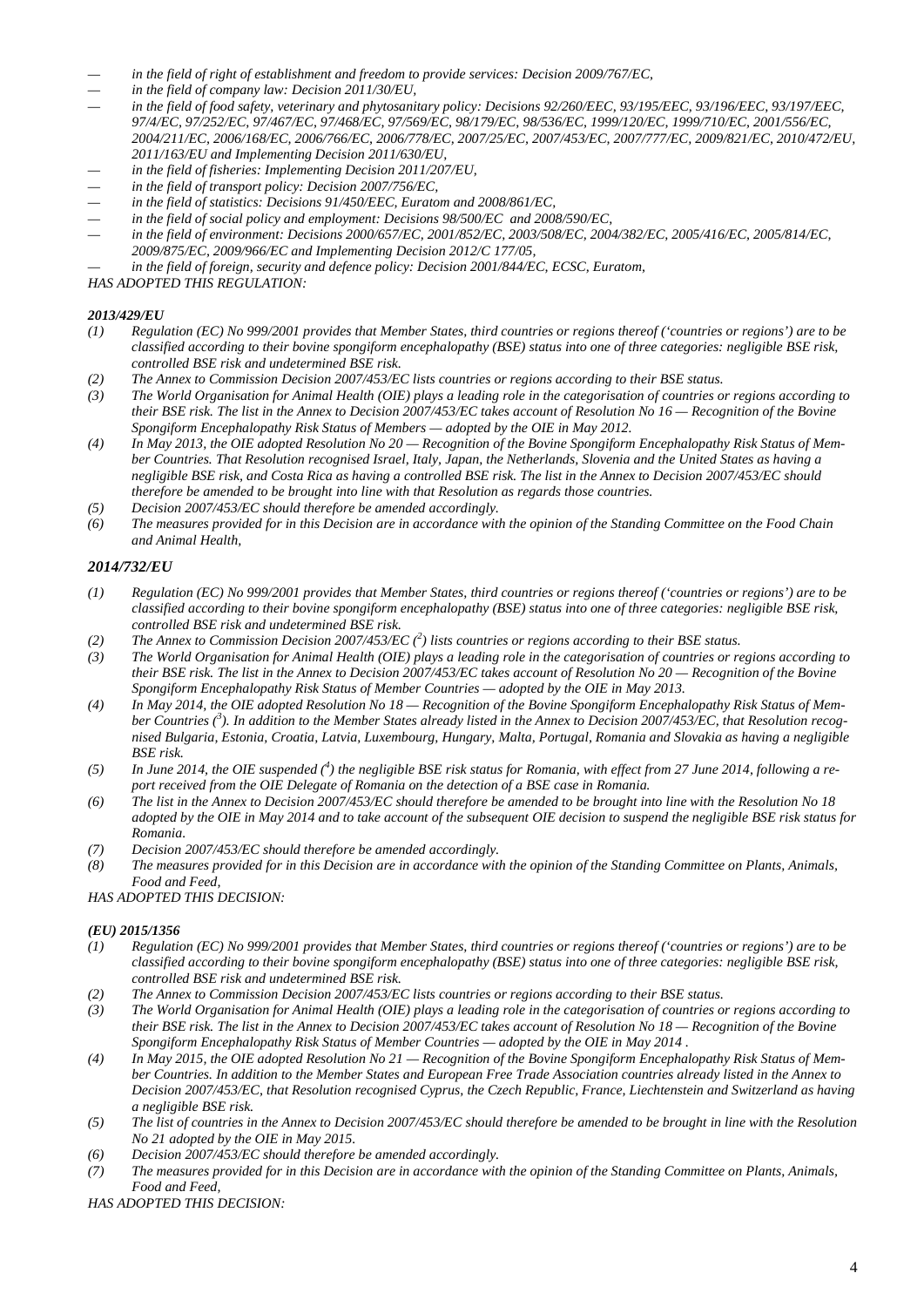- *in the field of right of establishment and freedom to provide services: Decision 2009/767/EC,*
- *in the field of company law: Decision 2011/30/EU,*
- *in the field of food safety, veterinary and phytosanitary policy: Decisions 92/260/EEC, 93/195/EEC, 93/196/EEC, 93/197/EEC, 97/4/EC, 97/252/EC, 97/467/EC, 97/468/EC, 97/569/EC, 98/179/EC, 98/536/EC, 1999/120/EC, 1999/710/EC, 2001/556/EC, 2004/211/EC, 2006/168/EC, 2006/766/EC, 2006/778/EC, 2007/25/EC, 2007/453/EC, 2007/777/EC, 2009/821/EC, 2010/472/EU, 2011/163/EU and Implementing Decision 2011/630/EU,*
- *in the field of fisheries: Implementing Decision 2011/207/EU,*
- *in the field of transport policy: Decision 2007/756/EC,*
- *in the field of statistics: Decisions 91/450/EEC, Euratom and 2008/861/EC,*
- *in the field of social policy and employment: Decisions 98/500/EC and 2008/590/EC,*
- *in the field of environment: Decisions 2000/657/EC, 2001/852/EC, 2003/508/EC, 2004/382/EC, 2005/416/EC, 2005/814/EC, 2009/875/EC, 2009/966/EC and Implementing Decision 2012/C 177/05,*
- *in the field of foreign, security and defence policy: Decision 2001/844/EC, ECSC, Euratom,*

*HAS ADOPTED THIS REGULATION:*

### *2013/429/EU*

*(1) Regulation (EC) No 999/2001 provides that Member States, third countries or regions thereof ('countries or regions') are to be classified according to their bovine spongiform encephalopathy (BSE) status into one of three categories: negligible BSE risk, controlled BSE risk and undetermined BSE risk.*

*(2) The Annex to Commission Decision 2007/453/EC lists countries or regions according to their BSE status.*

*(3) The World Organisation for Animal Health (OIE) plays a leading role in the categorisation of countries or regions according to their BSE risk. The list in the Annex to Decision 2007/453/EC takes account of Resolution No 16 — Recognition of the Bovine Spongiform Encephalopathy Risk Status of Members — adopted by the OIE in May 2012.*

*(4) In May 2013, the OIE adopted Resolution No 20 — Recognition of the Bovine Spongiform Encephalopathy Risk Status of Member Countries. That Resolution recognised Israel, Italy, Japan, the Netherlands, Slovenia and the United States as having a negligible BSE risk, and Costa Rica as having a controlled BSE risk. The list in the Annex to Decision 2007/453/EC should therefore be amended to be brought into line with that Resolution as regards those countries.*

*(5) Decision 2007/453/EC should therefore be amended accordingly.*

*(6) The measures provided for in this Decision are in accordance with the opinion of the Standing Committee on the Food Chain and Animal Health,*

### *2014/732/EU*

*(1) Regulation (EC) No 999/2001 provides that Member States, third countries or regions thereof ('countries or regions') are to be classified according to their bovine spongiform encephalopathy (BSE) status into one of three categories: negligible BSE risk, controlled BSE risk and undetermined BSE risk.*

*(2) The Annex to Commission Decision 2007/453/EC ([2]) lists countries or regions according to their BSE status.*

*(3) The World Organisation for Animal Health (OIE) plays a leading role in the categorisation of countries or regions according to their BSE risk. The list in the Annex to Decision 2007/453/EC takes account of Resolution No 20 — Recognition of the Bovine Spongiform Encephalopathy Risk Status of Member Countries — adopted by the OIE in May 2013.*

*(4) In May 2014, the OIE adopted Resolution No 18 — Recognition of the Bovine Spongiform Encephalopathy Risk Status of Member Countries ([3]). In addition to the Member States already listed in the Annex to Decision 2007/453/EC, that Resolution recognised Bulgaria, Estonia, Croatia, Latvia, Luxembourg, Hungary, Malta, Portugal, Romania and Slovakia as having a negligible BSE risk.*

*(5) In June 2014, the OIE suspended ([4]) the negligible BSE risk status for Romania, with effect from 27 June 2014, following a report received from the OIE Delegate of Romania on the detection of a BSE case in Romania.*

*(6) The list in the Annex to Decision 2007/453/EC should therefore be amended to be brought into line with the Resolution No 18 adopted by the OIE in May 2014 and to take account of the subsequent OIE decision to suspend the negligible BSE risk status for Romania.*

*(7) Decision 2007/453/EC should therefore be amended accordingly.*

*(8) The measures provided for in this Decision are in accordance with the opinion of the Standing Committee on Plants, Animals, Food and Feed,*

*HAS ADOPTED THIS DECISION:*

### *(EU) 2015/1356*

*(1) Regulation (EC) No 999/2001 provides that Member States, third countries or regions thereof ('countries or regions') are to be classified according to their bovine spongiform encephalopathy (BSE) status into one of three categories: negligible BSE risk, controlled BSE risk and undetermined BSE risk.*

*(2) The Annex to Commission Decision 2007/453/EC lists countries or regions according to their BSE status.*

*(3) The World Organisation for Animal Health (OIE) plays a leading role in the categorisation of countries or regions according to their BSE risk. The list in the Annex to Decision 2007/453/EC takes account of Resolution No 18 — Recognition of the Bovine Spongiform Encephalopathy Risk Status of Member Countries — adopted by the OIE in May 2014 .*

*(4) In May 2015, the OIE adopted Resolution No 21 — Recognition of the Bovine Spongiform Encephalopathy Risk Status of Member Countries. In addition to the Member States and European Free Trade Association countries already listed in the Annex to Decision 2007/453/EC, that Resolution recognised Cyprus, the Czech Republic, France, Liechtenstein and Switzerland as having a negligible BSE risk.*

*(5) The list of countries in the Annex to Decision 2007/453/EC should therefore be amended to be brought in line with the Resolution No 21 adopted by the OIE in May 2015.*

*(6) Decision 2007/453/EC should therefore be amended accordingly.*

*(7) The measures provided for in this Decision are in accordance with the opinion of the Standing Committee on Plants, Animals, Food and Feed,*

*HAS ADOPTED THIS DECISION:*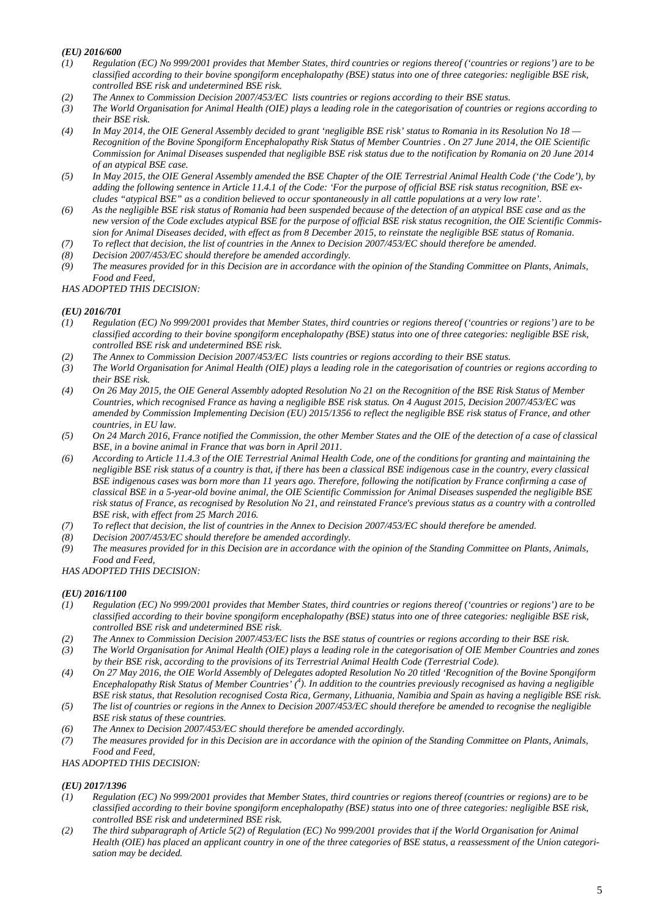***(EU) 2016/600***

*(1) Regulation (EC) No 999/2001 provides that Member States, third countries or regions thereof ('countries or regions') are to be classified according to their bovine spongiform encephalopathy (BSE) status into one of three categories: negligible BSE risk, controlled BSE risk and undetermined BSE risk.*

*(2) The Annex to Commission Decision 2007/453/EC lists countries or regions according to their BSE status.*

*(3) The World Organisation for Animal Health (OIE) plays a leading role in the categorisation of countries or regions according to their BSE risk.*

*(4) In May 2014, the OIE General Assembly decided to grant 'negligible BSE risk' status to Romania in its Resolution No 18 — Recognition of the Bovine Spongiform Encephalopathy Risk Status of Member Countries . On 27 June 2014, the OIE Scientific Commission for Animal Diseases suspended that negligible BSE risk status due to the notification by Romania on 20 June 2014 of an atypical BSE case.*

*(5) In May 2015, the OIE General Assembly amended the BSE Chapter of the OIE Terrestrial Animal Health Code ('the Code'), by adding the following sentence in Article 11.4.1 of the Code: 'For the purpose of official BSE risk status recognition, BSE excludes "atypical BSE" as a condition believed to occur spontaneously in all cattle populations at a very low rate'.*

*(6) As the negligible BSE risk status of Romania had been suspended because of the detection of an atypical BSE case and as the new version of the Code excludes atypical BSE for the purpose of official BSE risk status recognition, the OIE Scientific Commission for Animal Diseases decided, with effect as from 8 December 2015, to reinstate the negligible BSE status of Romania.*

*(7) To reflect that decision, the list of countries in the Annex to Decision 2007/453/EC should therefore be amended.*

*(8) Decision 2007/453/EC should therefore be amended accordingly.*

*(9) The measures provided for in this Decision are in accordance with the opinion of the Standing Committee on Plants, Animals, Food and Feed,*

*HAS ADOPTED THIS DECISION:*

***(EU) 2016/701***

*(1) Regulation (EC) No 999/2001 provides that Member States, third countries or regions thereof ('countries or regions') are to be classified according to their bovine spongiform encephalopathy (BSE) status into one of three categories: negligible BSE risk, controlled BSE risk and undetermined BSE risk.*

*(2) The Annex to Commission Decision 2007/453/EC lists countries or regions according to their BSE status.*

*(3) The World Organisation for Animal Health (OIE) plays a leading role in the categorisation of countries or regions according to their BSE risk.*

*(4) On 26 May 2015, the OIE General Assembly adopted Resolution No 21 on the Recognition of the BSE Risk Status of Member Countries, which recognised France as having a negligible BSE risk status. On 4 August 2015, Decision 2007/453/EC was amended by Commission Implementing Decision (EU) 2015/1356 to reflect the negligible BSE risk status of France, and other countries, in EU law.*

*(5) On 24 March 2016, France notified the Commission, the other Member States and the OIE of the detection of a case of classical BSE, in a bovine animal in France that was born in April 2011.*

*(6) According to Article 11.4.3 of the OIE Terrestrial Animal Health Code, one of the conditions for granting and maintaining the negligible BSE risk status of a country is that, if there has been a classical BSE indigenous case in the country, every classical BSE indigenous cases was born more than 11 years ago. Therefore, following the notification by France confirming a case of classical BSE in a 5-year-old bovine animal, the OIE Scientific Commission for Animal Diseases suspended the negligible BSE risk status of France, as recognised by Resolution No 21, and reinstated France's previous status as a country with a controlled BSE risk, with effect from 25 March 2016.*

*(7) To reflect that decision, the list of countries in the Annex to Decision 2007/453/EC should therefore be amended.*

*(8) Decision 2007/453/EC should therefore be amended accordingly.*

*(9) The measures provided for in this Decision are in accordance with the opinion of the Standing Committee on Plants, Animals, Food and Feed,*

*HAS ADOPTED THIS DECISION:*

***(EU) 2016/1100***

*(1) Regulation (EC) No 999/2001 provides that Member States, third countries or regions thereof ('countries or regions') are to be classified according to their bovine spongiform encephalopathy (BSE) status into one of three categories: negligible BSE risk, controlled BSE risk and undetermined BSE risk.*

*(2) The Annex to Commission Decision 2007/453/EC lists the BSE status of countries or regions according to their BSE risk.*

*(3) The World Organisation for Animal Health (OIE) plays a leading role in the categorisation of OIE Member Countries and zones by their BSE risk, according to the provisions of its Terrestrial Animal Health Code (Terrestrial Code).*

*(4) On 27 May 2016, the OIE World Assembly of Delegates adopted Resolution No 20 titled 'Recognition of the Bovine Spongiform Encephalopathy Risk Status of Member Countries' ([4]). In addition to the countries previously recognised as having a negligible BSE risk status, that Resolution recognised Costa Rica, Germany, Lithuania, Namibia and Spain as having a negligible BSE risk.*

*(5) The list of countries or regions in the Annex to Decision 2007/453/EC should therefore be amended to recognise the negligible BSE risk status of these countries.*

*(6) The Annex to Decision 2007/453/EC should therefore be amended accordingly.*

*(7) The measures provided for in this Decision are in accordance with the opinion of the Standing Committee on Plants, Animals, Food and Feed,*

*HAS ADOPTED THIS DECISION:*

***(EU) 2017/1396***

*(1) Regulation (EC) No 999/2001 provides that Member States, third countries or regions thereof (countries or regions) are to be classified according to their bovine spongiform encephalopathy (BSE) status into one of three categories: negligible BSE risk, controlled BSE risk and undetermined BSE risk.*

*(2) The third subparagraph of Article 5(2) of Regulation (EC) No 999/2001 provides that if the World Organisation for Animal Health (OIE) has placed an applicant country in one of the three categories of BSE status, a reassessment of the Union categorisation may be decided.*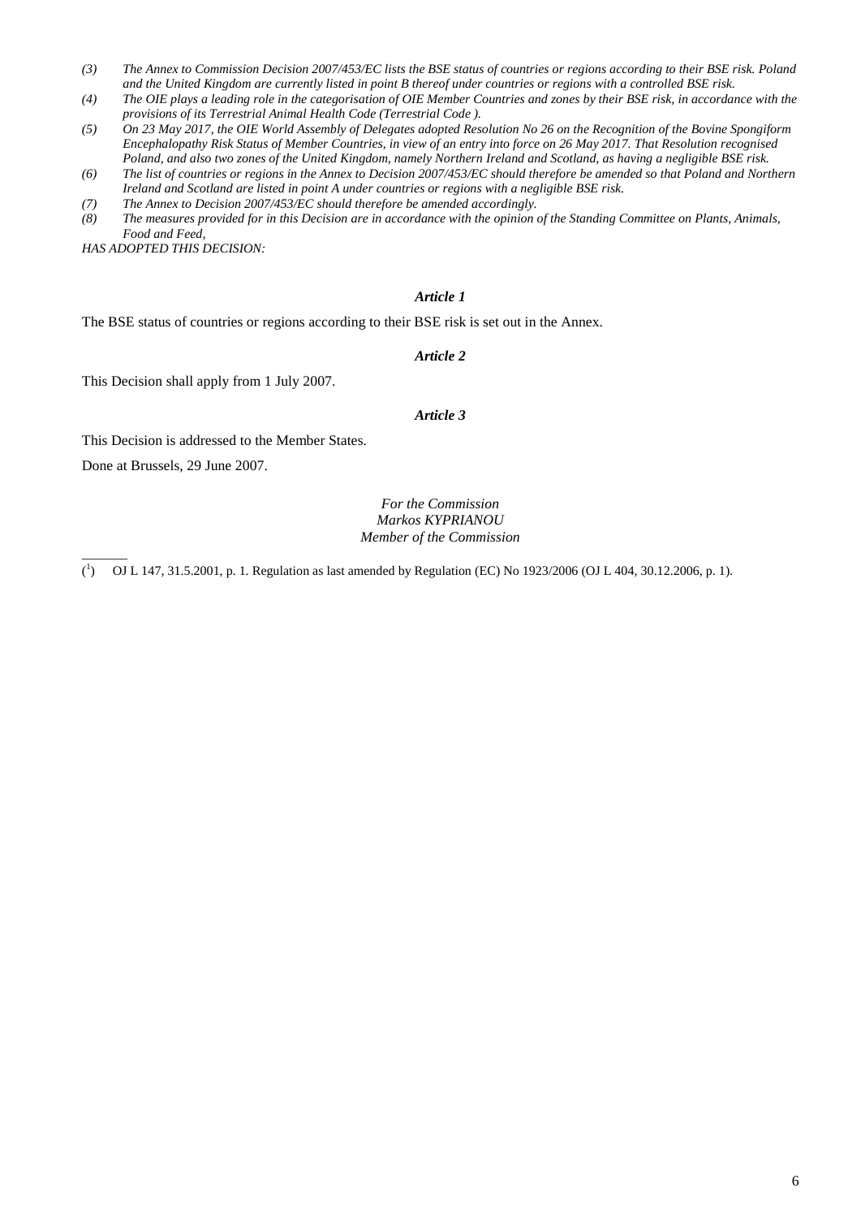*(3) The Annex to Commission Decision 2007/453/EC lists the BSE status of countries or regions according to their BSE risk. Poland and the United Kingdom are currently listed in point B thereof under countries or regions with a controlled BSE risk.*

*(4) The OIE plays a leading role in the categorisation of OIE Member Countries and zones by their BSE risk, in accordance with the provisions of its Terrestrial Animal Health Code (Terrestrial Code ).*

*(5) On 23 May 2017, the OIE World Assembly of Delegates adopted Resolution No 26 on the Recognition of the Bovine Spongiform Encephalopathy Risk Status of Member Countries, in view of an entry into force on 26 May 2017. That Resolution recognised Poland, and also two zones of the United Kingdom, namely Northern Ireland and Scotland, as having a negligible BSE risk.*

*(6) The list of countries or regions in the Annex to Decision 2007/453/EC should therefore be amended so that Poland and Northern Ireland and Scotland are listed in point A under countries or regions with a negligible BSE risk.*

*(7) The Annex to Decision 2007/453/EC should therefore be amended accordingly.*

*(8) The measures provided for in this Decision are in accordance with the opinion of the Standing Committee on Plants, Animals, Food and Feed,*

*HAS ADOPTED THIS DECISION:*

### *Article 1*

The BSE status of countries or regions according to their BSE risk is set out in the Annex.

### *Article 2*

This Decision shall apply from 1 July 2007.

### *Article 3*

This Decision is addressed to the Member States.

Done at Brussels, 29 June 2007.

*For the Commission*
*Markos KYPRIANOU*
*Member of the Commission*

---

(1) OJ L 147, 31.5.2001, p. 1. Regulation as last amended by Regulation (EC) No 1923/2006 (OJ L 404, 30.12.2006, p. 1).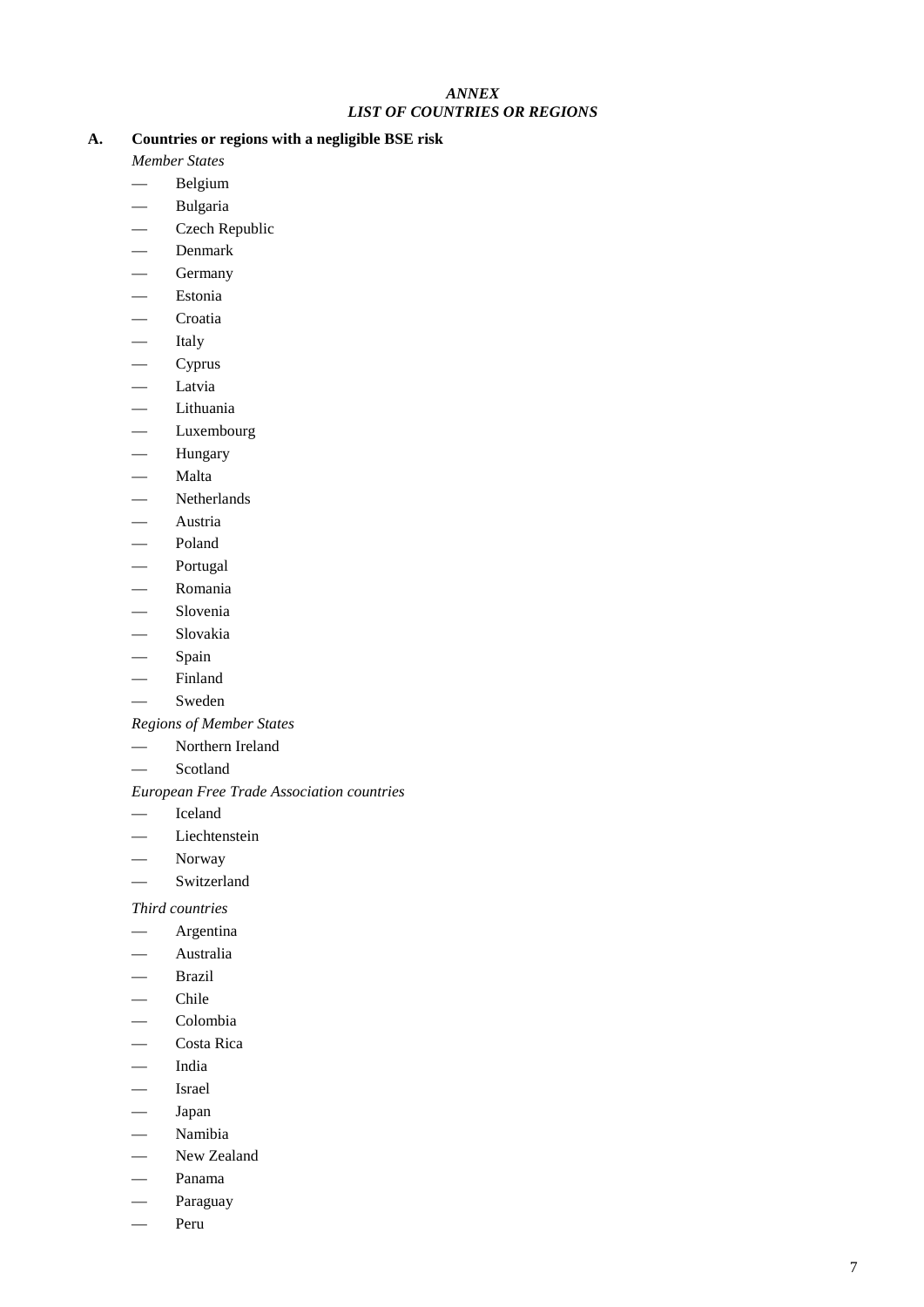*ANNEX*

*LIST OF COUNTRIES OR REGIONS*

**A. Countries or regions with a negligible BSE risk**

*Member States*

- Belgium
- Bulgaria
- Czech Republic
- Denmark
- Germany
- Estonia
- Croatia
- Italy
- Cyprus
- Latvia
- Lithuania
- Luxembourg
- Hungary
- Malta
- Netherlands
- Austria
- Poland
- Portugal
- Romania
- Slovenia
- Slovakia
- Spain
- Finland
- Sweden

*Regions of Member States*

- Northern Ireland
- Scotland

*European Free Trade Association countries*

- Iceland
- Liechtenstein
- Norway
- Switzerland

*Third countries*

- Argentina
- Australia
- Brazil
- Chile
- Colombia
- Costa Rica
- India
- Israel
- Japan
- Namibia
- New Zealand
- Panama
- Paraguay
- Peru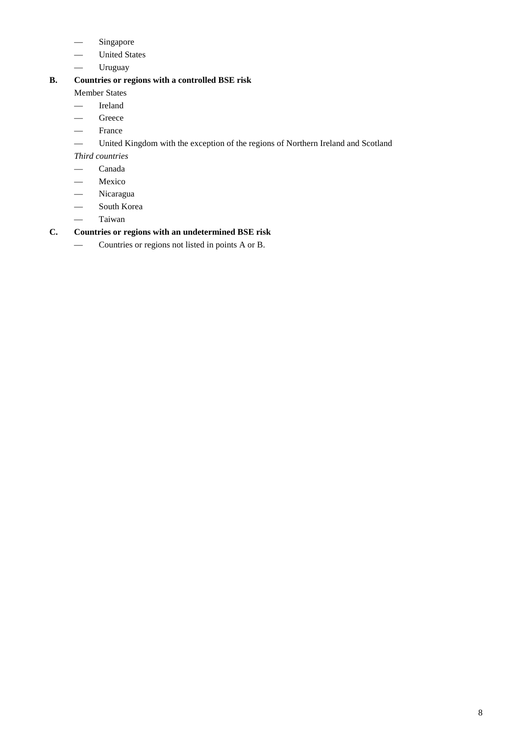- Singapore
- United States
- Uruguay

**B. Countries or regions with a controlled BSE risk**

Member States

- Ireland
- Greece
- France
- United Kingdom with the exception of the regions of Northern Ireland and Scotland

*Third countries*

- Canada
- Mexico
- Nicaragua
- South Korea
- Taiwan

**C. Countries or regions with an undetermined BSE risk**

- Countries or regions not listed in points A or B.